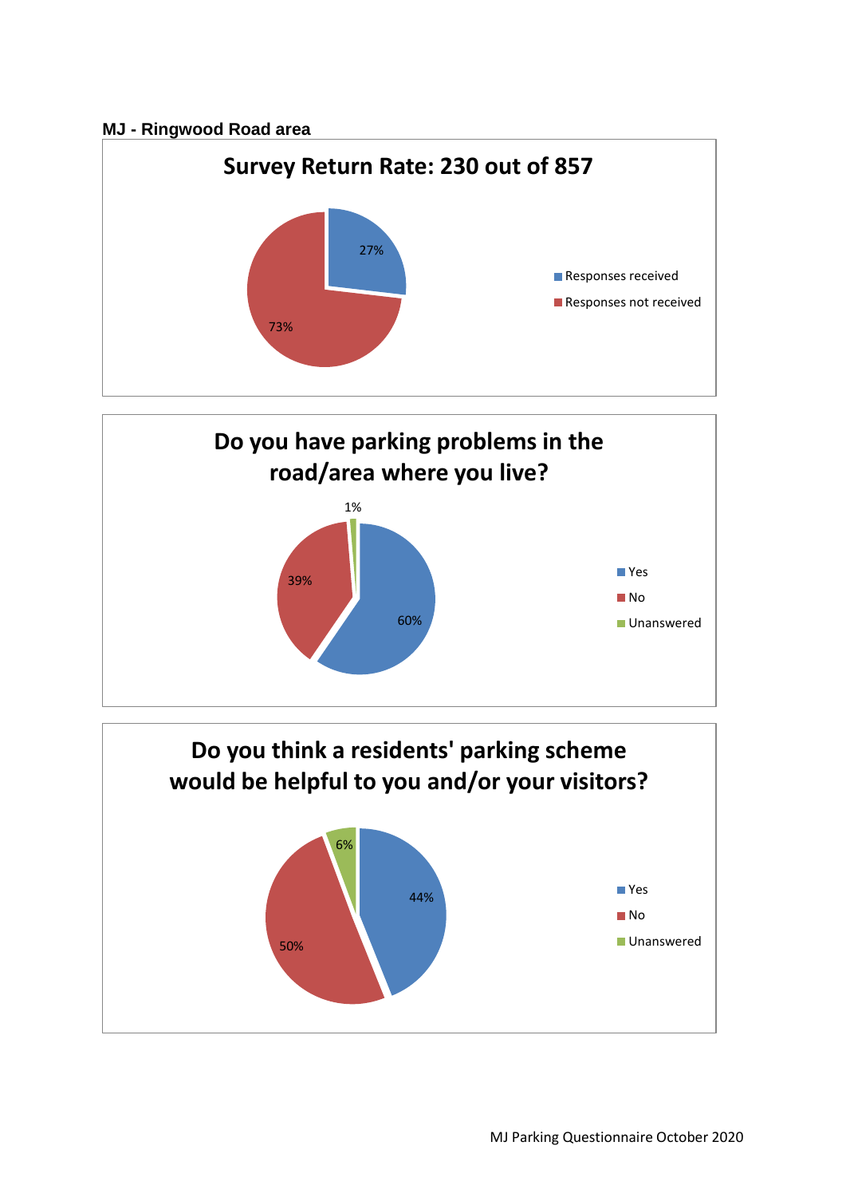**MJ - Ringwood Road area**

## Survey Return Rate: 230 out of 857

| Response | Percentage |
| --- | --- |
| Responses received | 27% |
| Responses not received | 73% |

## Do you have parking problems in the road/area where you live?

| Answer | Percentage |
| --- | --- |
| Yes | 60% |
| No | 39% |
| Unanswered | 1% |

## Do you think a residents' parking scheme would be helpful to you and/or your visitors?

| Answer | Percentage |
| --- | --- |
| Yes | 44% |
| No | 50% |
| Unanswered | 6% |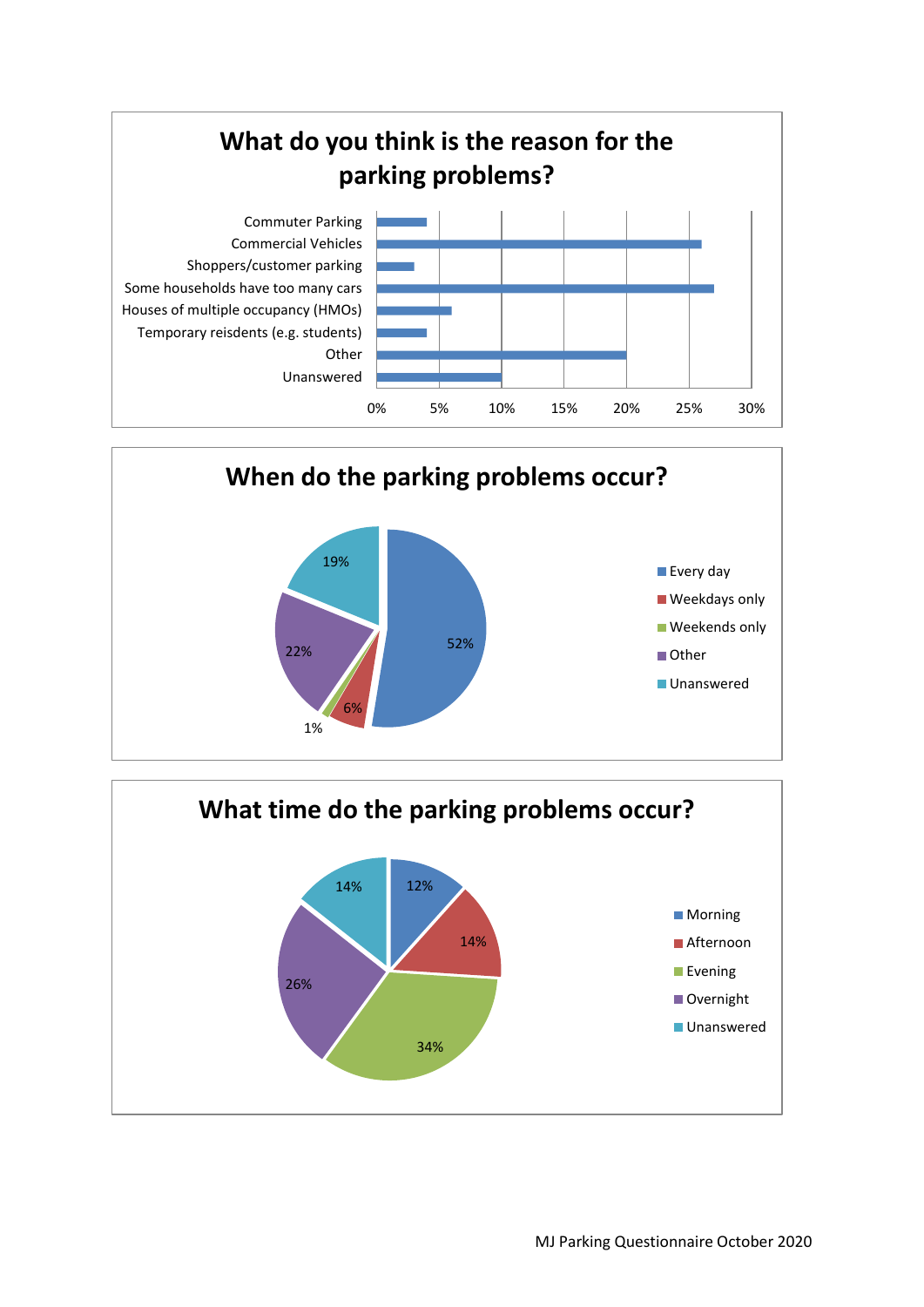## What do you think is the reason for the parking problems?

| Reason | Approx. % |
| --- | --- |
| Commuter Parking | 4% |
| Commercial Vehicles | 26% |
| Shoppers/customer parking | 3% |
| Some households have too many cars | 27% |
| Houses of multiple occupancy (HMOs) | 6% |
| Temporary reisdents (e.g. students) | 4% |
| Other | 20% |
| Unanswered | 10% |

## When do the parking problems occur?

| Response | % |
| --- | --- |
| Every day | 52% |
| Weekdays only | 6% |
| Weekends only | 1% |
| Other | 22% |
| Unanswered | 19% |

## What time do the parking problems occur?

| Response | % |
| --- | --- |
| Morning | 12% |
| Afternoon | 14% |
| Evening | 34% |
| Overnight | 26% |
| Unanswered | 14% |

MJ Parking Questionnaire October 2020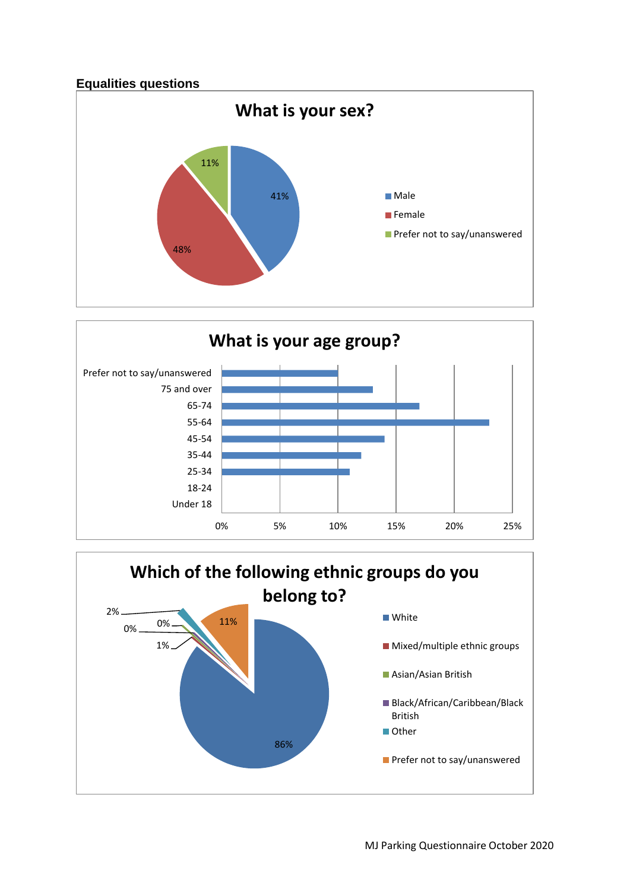## Equalities questions

**What is your sex?**

- Male: 41%
- Female: 48%
- Prefer not to say/unanswered: 11%

**What is your age group?**

| Age group | Approx. % |
| --- | --- |
| Prefer not to say/unanswered | 10% |
| 75 and over | 13% |
| 65-74 | 17% |
| 55-64 | 23% |
| 45-54 | 14% |
| 35-44 | 12% |
| 25-34 | 11% |
| 18-24 | 0% |
| Under 18 | 0% |

**Which of the following ethnic groups do you belong to?**

- White: 86%
- Mixed/multiple ethnic groups: 1%
- Asian/Asian British: 0%
- Black/African/Caribbean/Black British: 0%
- Other: 2%
- Prefer not to say/unanswered: 11%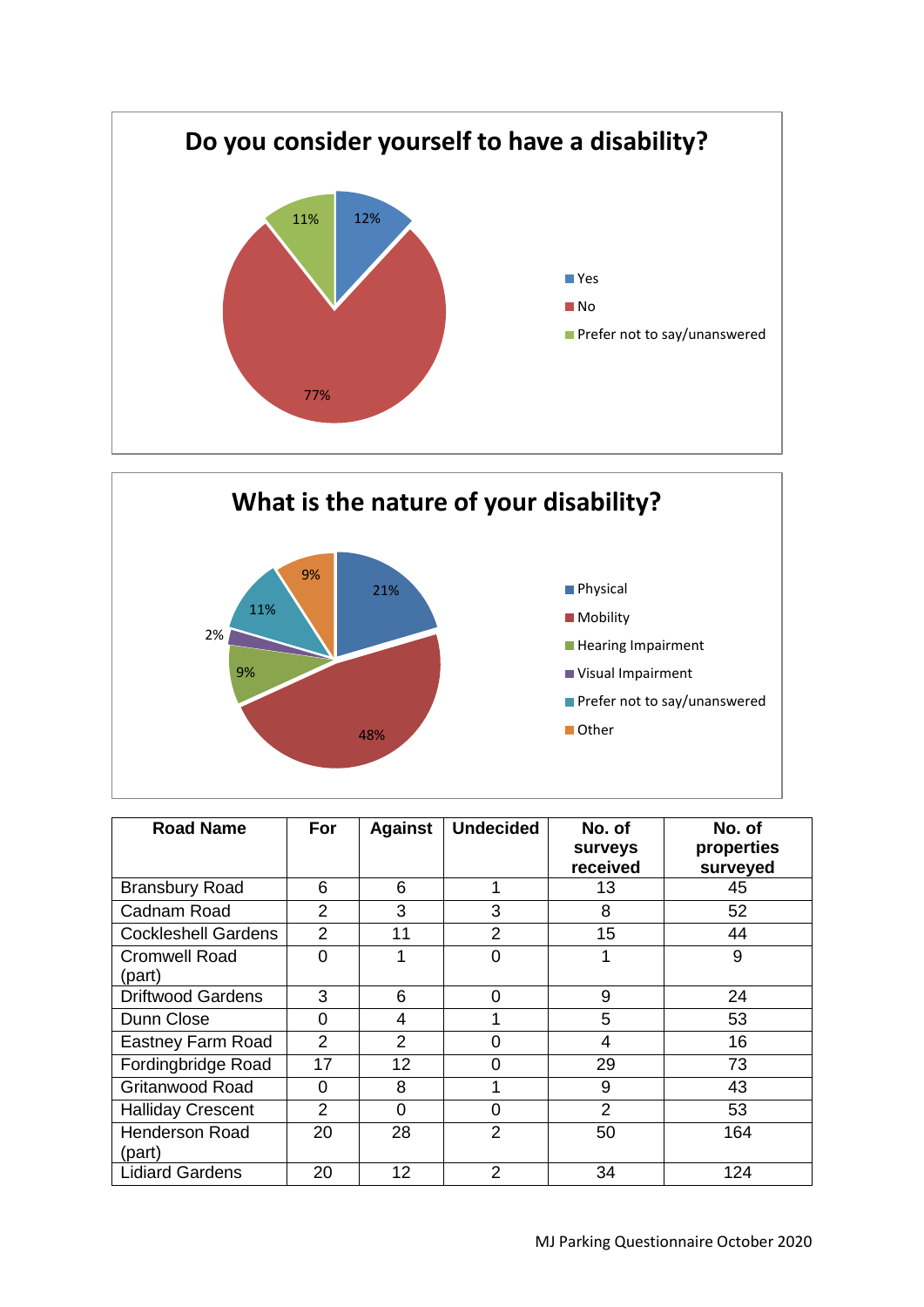## Do you consider yourself to have a disability?

- Yes: 12%
- No: 77%
- Prefer not to say/unanswered: 11%

## What is the nature of your disability?

- Physical: 21%
- Mobility: 48%
- Hearing Impairment: 9%
- Visual Impairment: 2%
- Prefer not to say/unanswered: 11%
- Other: 9%

| Road Name | For | Against | Undecided | No. of surveys received | No. of properties surveyed |
|---|---|---|---|---|---|
| Bransbury Road | 6 | 6 | 1 | 13 | 45 |
| Cadnam Road | 2 | 3 | 3 | 8 | 52 |
| Cockleshell Gardens | 2 | 11 | 2 | 15 | 44 |
| Cromwell Road (part) | 0 | 1 | 0 | 1 | 9 |
| Driftwood Gardens | 3 | 6 | 0 | 9 | 24 |
| Dunn Close | 0 | 4 | 1 | 5 | 53 |
| Eastney Farm Road | 2 | 2 | 0 | 4 | 16 |
| Fordingbridge Road | 17 | 12 | 0 | 29 | 73 |
| Gritanwood Road | 0 | 8 | 1 | 9 | 43 |
| Halliday Crescent | 2 | 0 | 0 | 2 | 53 |
| Henderson Road (part) | 20 | 28 | 2 | 50 | 164 |
| Lidiard Gardens | 20 | 12 | 2 | 34 | 124 |

MJ Parking Questionnaire October 2020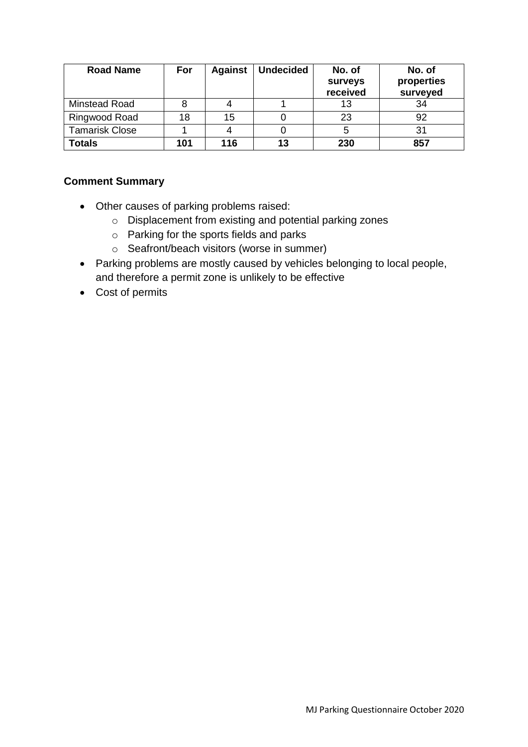| Road Name | For | Against | Undecided | No. of surveys received | No. of properties surveyed |
|---|---|---|---|---|---|
| Minstead Road | 8 | 4 | 1 | 13 | 34 |
| Ringwood Road | 18 | 15 | 0 | 23 | 92 |
| Tamarisk Close | 1 | 4 | 0 | 5 | 31 |
| **Totals** | **101** | **116** | **13** | **230** | **857** |

**Comment Summary**

- Other causes of parking problems raised:
  - Displacement from existing and potential parking zones
  - Parking for the sports fields and parks
  - Seafront/beach visitors (worse in summer)
- Parking problems are mostly caused by vehicles belonging to local people, and therefore a permit zone is unlikely to be effective
- Cost of permits